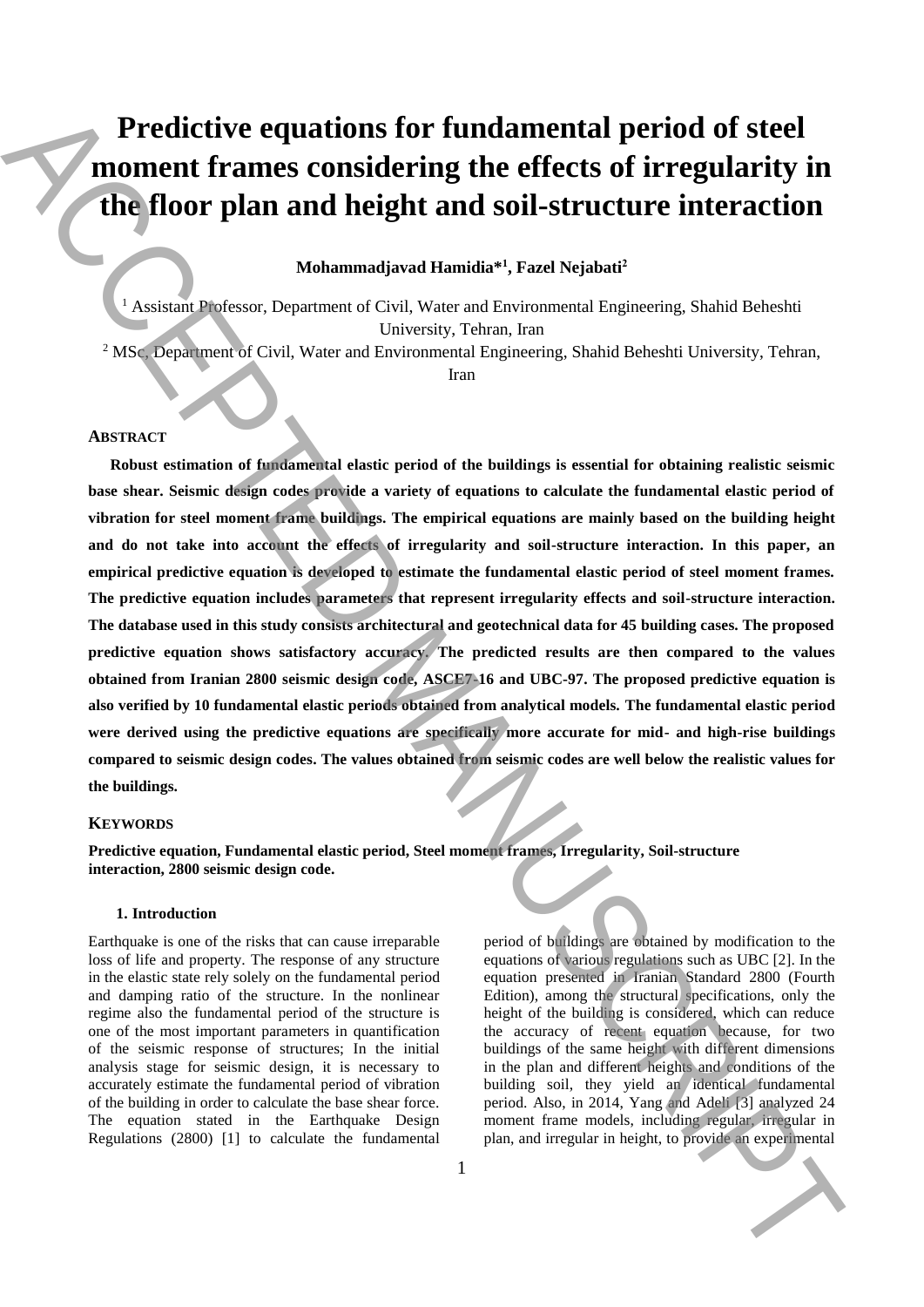# Predictive equations for fundamental period of steel moment frames considering the effects of irregularity in the floor plan and height and soil-structure interaction

**Mohammadjavad Hamidia*[1], Fazel Nejabati[2]**

[1] Assistant Professor, Department of Civil, Water and Environmental Engineering, Shahid Beheshti University, Tehran, Iran

[2] MSc, Department of Civil, Water and Environmental Engineering, Shahid Beheshti University, Tehran, Iran

## ABSTRACT

**Robust estimation of fundamental elastic period of the buildings is essential for obtaining realistic seismic base shear. Seismic design codes provide a variety of equations to calculate the fundamental elastic period of vibration for steel moment frame buildings. The empirical equations are mainly based on the building height and do not take into account the effects of irregularity and soil-structure interaction. In this paper, an empirical predictive equation is developed to estimate the fundamental elastic period of steel moment frames. The predictive equation includes parameters that represent irregularity effects and soil-structure interaction. The database used in this study consists architectural and geotechnical data for 45 building cases. The proposed predictive equation shows satisfactory accuracy. The predicted results are then compared to the values obtained from Iranian 2800 seismic design code, ASCE7-16 and UBC-97. The proposed predictive equation is also verified by 10 fundamental elastic periods obtained from analytical models. The fundamental elastic period were derived using the predictive equations are specifically more accurate for mid- and high-rise buildings compared to seismic design codes. The values obtained from seismic codes are well below the realistic values for the buildings.**

## KEYWORDS

**Predictive equation, Fundamental elastic period, Steel moment frames, Irregularity, Soil-structure interaction, 2800 seismic design code.**

### 1. Introduction

Earthquake is one of the risks that can cause irreparable loss of life and property. The response of any structure in the elastic state rely solely on the fundamental period and damping ratio of the structure. In the nonlinear regime also the fundamental period of the structure is one of the most important parameters in quantification of the seismic response of structures; In the initial analysis stage for seismic design, it is necessary to accurately estimate the fundamental period of vibration of the building in order to calculate the base shear force. The equation stated in the Earthquake Design Regulations (2800) [1] to calculate the fundamental period of buildings are obtained by modification to the equations of various regulations such as UBC [2]. In the equation presented in Iranian Standard 2800 (Fourth Edition), among the structural specifications, only the height of the building is considered, which can reduce the accuracy of recent equation because, for two buildings of the same height with different dimensions in the plan and different heights and conditions of the building soil, they yield an identical fundamental period. Also, in 2014, Yang and Adeli [3] analyzed 24 moment frame models, including regular, irregular in plan, and irregular in height, to provide an experimental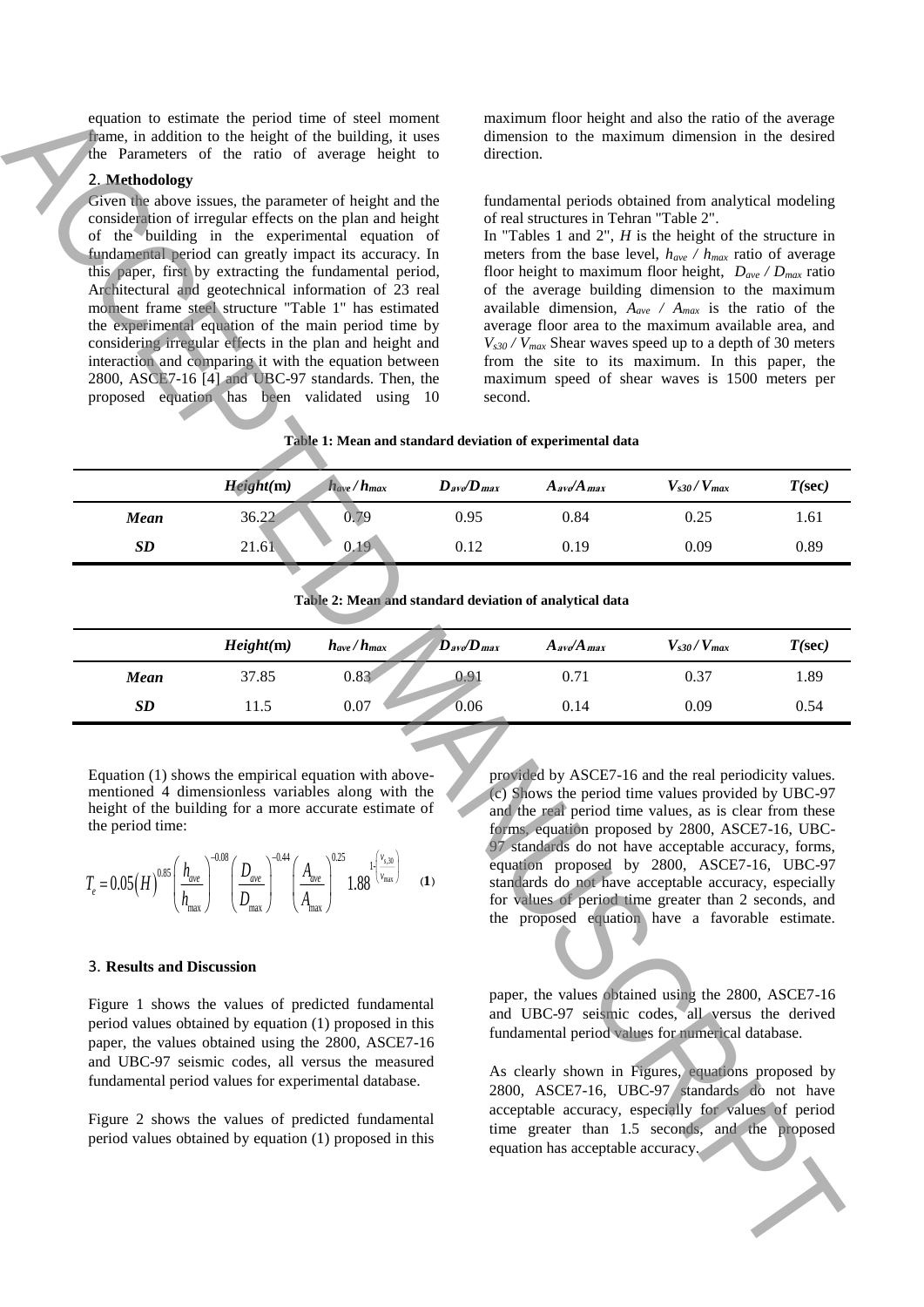equation to estimate the period time of steel moment frame, in addition to the height of the building, it uses the Parameters of the ratio of average height to maximum floor height and also the ratio of the average dimension to the maximum dimension in the desired direction.

## 2. Methodology

Given the above issues, the parameter of height and the consideration of irregular effects on the plan and height of the building in the experimental equation of fundamental period can greatly impact its accuracy. In this paper, first by extracting the fundamental period, Architectural and geotechnical information of 23 real moment frame steel structure "Table 1" has estimated the experimental equation of the main period time by considering irregular effects in the plan and height and interaction and comparing it with the equation between 2800, ASCE7-16 [4] and UBC-97 standards. Then, the proposed equation has been validated using 10 fundamental periods obtained from analytical modeling of real structures in Tehran "Table 2".

In "Tables 1 and 2", $H$ is the height of the structure in meters from the base level, $h_{ave} / h_{max}$ ratio of average floor height to maximum floor height, $D_{ave} / D_{max}$ ratio of the average building dimension to the maximum available dimension, $A_{ave} / A_{max}$ is the ratio of the average floor area to the maximum available area, and $V_{s30} / V_{max}$ Shear waves speed up to a depth of 30 meters from the site to its maximum. In this paper, the maximum speed of shear waves is 1500 meters per second.

**Table 1: Mean and standard deviation of experimental data**

| | *Height*(m) | $h_{ave} / h_{max}$ | $D_{ave}/D_{max}$ | $A_{ave}/A_{max}$ | $V_{s30} / V_{max}$ | $T$(sec) |
|---|---|---|---|---|---|---|
| ***Mean*** | 36.22 | 0.79 | 0.95 | 0.84 | 0.25 | 1.61 |
| ***SD*** | 21.61 | 0.19 | 0.12 | 0.19 | 0.09 | 0.89 |

**Table 2: Mean and standard deviation of analytical data**

| | *Height*(m) | $h_{ave} / h_{max}$ | $D_{ave}/D_{max}$ | $A_{ave}/A_{max}$ | $V_{s30} / V_{max}$ | $T$(sec) |
|---|---|---|---|---|---|---|
| ***Mean*** | 37.85 | 0.83 | 0.91 | 0.71 | 0.37 | 1.89 |
| ***SD*** | 11.5 | 0.07 | 0.06 | 0.14 | 0.09 | 0.54 |

Equation (1) shows the empirical equation with above-mentioned 4 dimensionless variables along with the height of the building for a more accurate estimate of the period time:

$$T_e = 0.05(H)^{0.85}\left(\frac{h_{ave}}{h_{max}}\right)^{-0.08}\left(\frac{D_{ave}}{D_{max}}\right)^{-0.44}\left(\frac{A_{ave}}{A_{max}}\right)^{0.25} 1.88^{1-\left(\frac{v_{s,30}}{v_{max}}\right)} \quad (1)$$

## 3. Results and Discussion

Figure 1 shows the values of predicted fundamental period values obtained by equation (1) proposed in this paper, the values obtained using the 2800, ASCE7-16 and UBC-97 seismic codes, all versus the measured fundamental period values for experimental database.

Figure 2 shows the values of predicted fundamental period values obtained by equation (1) proposed in this paper, the values obtained using the 2800, ASCE7-16 and UBC-97 seismic codes, all versus the derived fundamental period values for numerical database.

provided by ASCE7-16 and the real periodicity values. (c) Shows the period time values provided by UBC-97 and the real period time values, as is clear from these forms, equation proposed by 2800, ASCE7-16, UBC-97 standards do not have acceptable accuracy, forms, equation proposed by 2800, ASCE7-16, UBC-97 standards do not have acceptable accuracy, especially for values of period time greater than 2 seconds, and the proposed equation have a favorable estimate.

As clearly shown in Figures, equations proposed by 2800, ASCE7-16, UBC-97 standards do not have acceptable accuracy, especially for values of period time greater than 1.5 seconds, and the proposed equation has acceptable accuracy.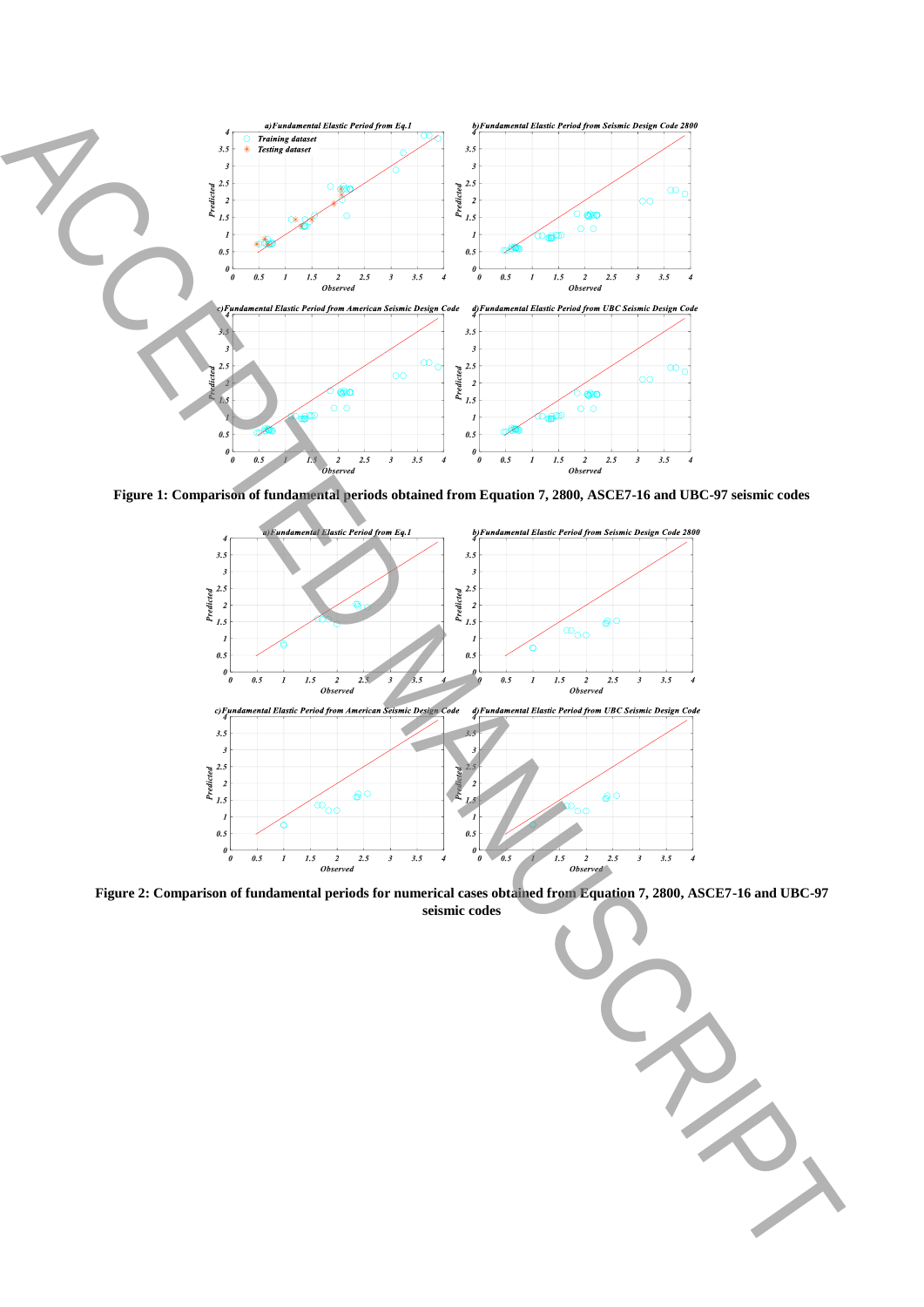Figure 1: Comparison of fundamental periods obtained from Equation 7, 2800, ASCE7-16 and UBC-97 seismic codes

Figure 2: Comparison of fundamental periods for numerical cases obtained from Equation 7, 2800, ASCE7-16 and UBC-97 seismic codes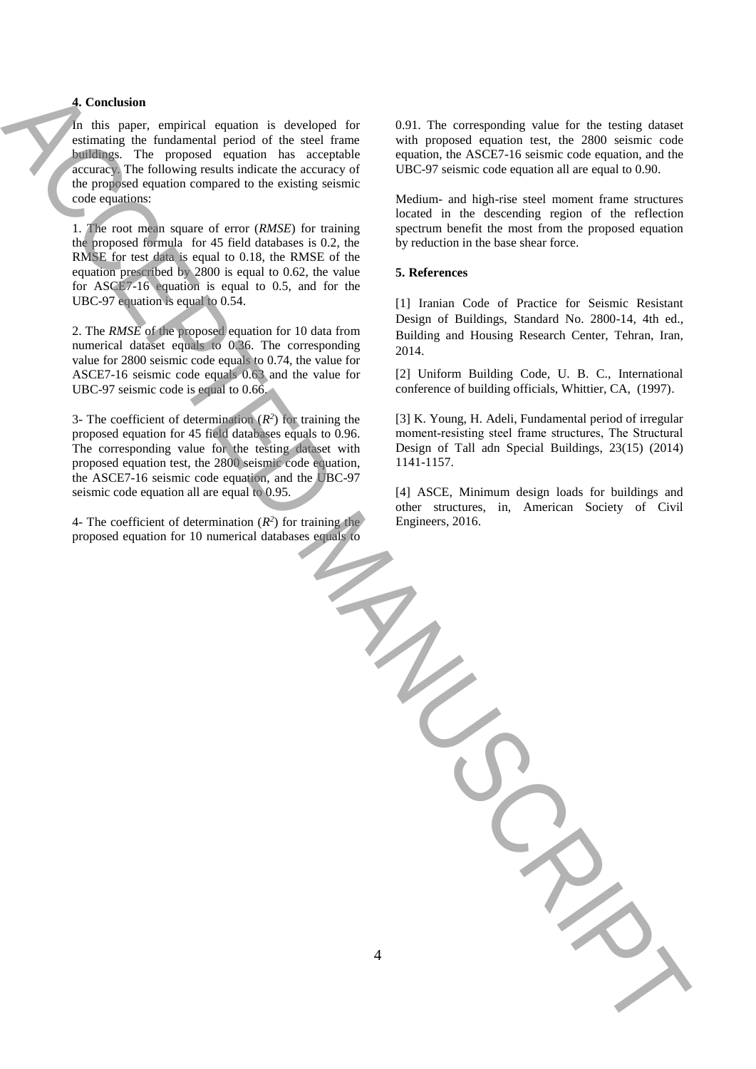## 4. Conclusion

In this paper, empirical equation is developed for estimating the fundamental period of the steel frame buildings. The proposed equation has acceptable accuracy. The following results indicate the accuracy of the proposed equation compared to the existing seismic code equations:

1. The root mean square of error (*RMSE*) for training the proposed formula for 45 field databases is 0.2, the RMSE for test data is equal to 0.18, the RMSE of the equation prescribed by 2800 is equal to 0.62, the value for ASCE7-16 equation is equal to 0.5, and for the UBC-97 equation is equal to 0.54.

2. The *RMSE* of the proposed equation for 10 data from numerical dataset equals to 0.36. The corresponding value for 2800 seismic code equals to 0.74, the value for ASCE7-16 seismic code equals 0.63 and the value for UBC-97 seismic code is equal to 0.66.

3- The coefficient of determination ($R^2$) for training the proposed equation for 45 field databases equals to 0.96. The corresponding value for the testing dataset with proposed equation test, the 2800 seismic code equation, the ASCE7-16 seismic code equation, and the UBC-97 seismic code equation all are equal to 0.95.

4- The coefficient of determination ($R^2$) for training the proposed equation for 10 numerical databases equals to 0.91. The corresponding value for the testing dataset with proposed equation test, the 2800 seismic code equation, the ASCE7-16 seismic code equation, and the UBC-97 seismic code equation all are equal to 0.90.

Medium- and high-rise steel moment frame structures located in the descending region of the reflection spectrum benefit the most from the proposed equation by reduction in the base shear force.

## 5. References

[1] Iranian Code of Practice for Seismic Resistant Design of Buildings, Standard No. 2800-14, 4th ed., Building and Housing Research Center, Tehran, Iran, 2014.

[2] Uniform Building Code, U. B. C., International conference of building officials, Whittier, CA, (1997).

[3] K. Young, H. Adeli, Fundamental period of irregular moment-resisting steel frame structures, The Structural Design of Tall adn Special Buildings, 23(15) (2014) 1141-1157.

[4] ASCE, Minimum design loads for buildings and other structures, in, American Society of Civil Engineers, 2016.